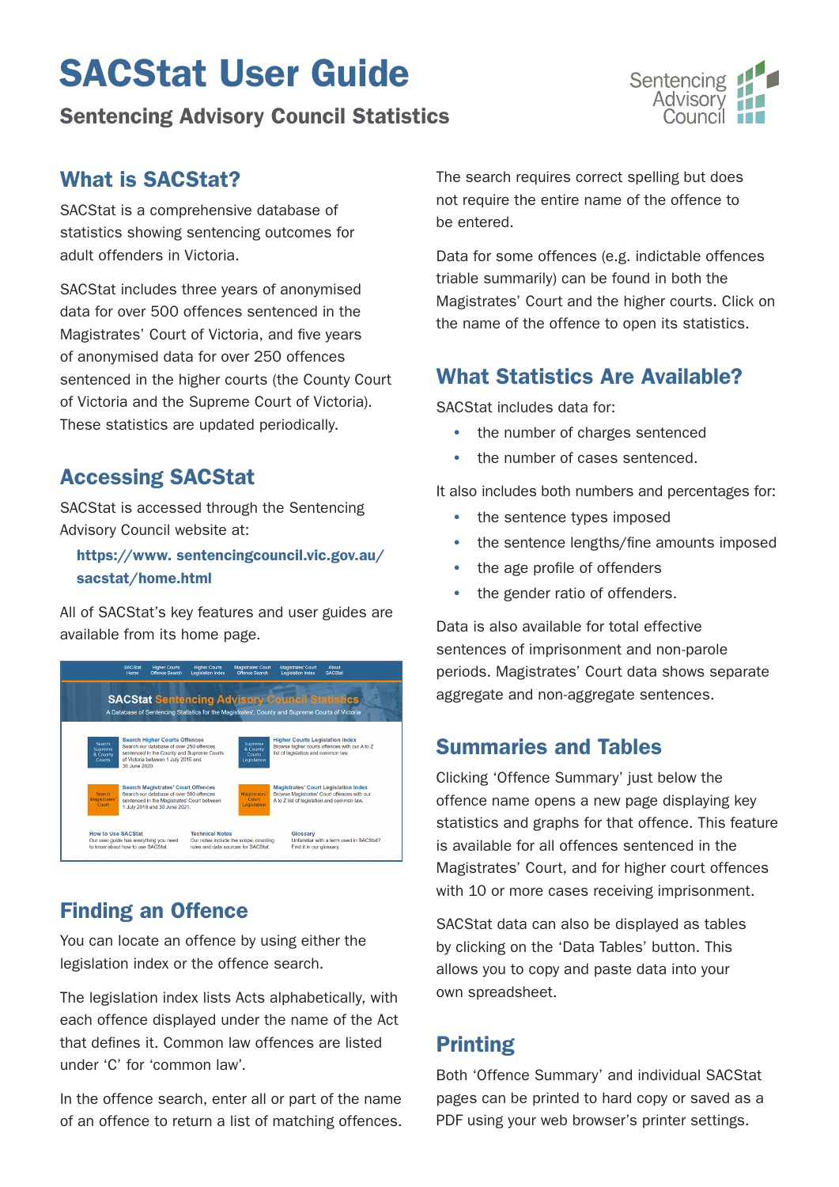# SACStat User Guide

## Sentencing Advisory Council Statistics

## What is SACStat?

SACStat is a comprehensive database of statistics showing sentencing outcomes for adult offenders in Victoria.

SACStat includes three years of anonymised data for over 500 offences sentenced in the Magistrates' Court of Victoria, and five years of anonymised data for over 250 offences sentenced in the higher courts (the County Court of Victoria and the Supreme Court of Victoria). These statistics are updated periodically.

## Accessing SACStat

SACStat is accessed through the Sentencing Advisory Council website at:

**https://www. sentencingcouncil.vic.gov.au/sacstat/home.html**

All of SACStat's key features and user guides are available from its home page.

## Finding an Offence

You can locate an offence by using either the legislation index or the offence search.

The legislation index lists Acts alphabetically, with each offence displayed under the name of the Act that defines it. Common law offences are listed under 'C' for 'common law'.

In the offence search, enter all or part of the name of an offence to return a list of matching offences.

The search requires correct spelling but does not require the entire name of the offence to be entered.

Data for some offences (e.g. indictable offences triable summarily) can be found in both the Magistrates' Court and the higher courts. Click on the name of the offence to open its statistics.

## What Statistics Are Available?

SACStat includes data for:

- the number of charges sentenced
- the number of cases sentenced.

It also includes both numbers and percentages for:

- the sentence types imposed
- the sentence lengths/fine amounts imposed
- the age profile of offenders
- the gender ratio of offenders.

Data is also available for total effective sentences of imprisonment and non-parole periods. Magistrates' Court data shows separate aggregate and non-aggregate sentences.

## Summaries and Tables

Clicking 'Offence Summary' just below the offence name opens a new page displaying key statistics and graphs for that offence. This feature is available for all offences sentenced in the Magistrates' Court, and for higher court offences with 10 or more cases receiving imprisonment.

SACStat data can also be displayed as tables by clicking on the 'Data Tables' button. This allows you to copy and paste data into your own spreadsheet.

## Printing

Both 'Offence Summary' and individual SACStat pages can be printed to hard copy or saved as a PDF using your web browser's printer settings.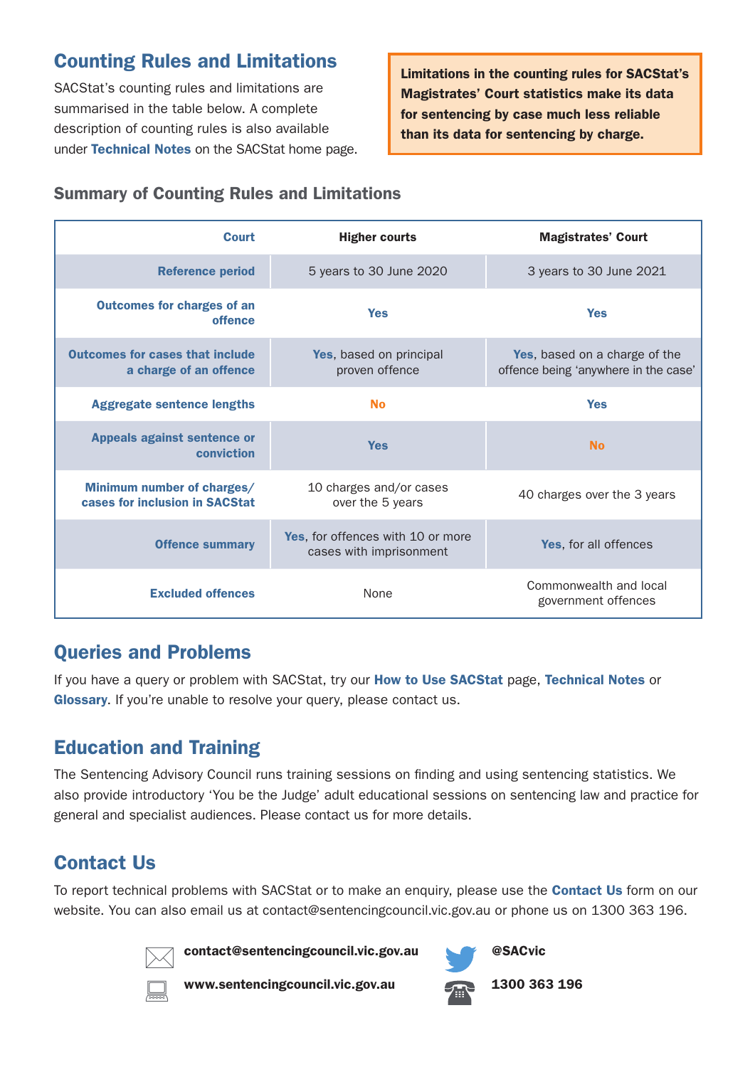## Counting Rules and Limitations

SACStat's counting rules and limitations are summarised in the table below. A complete description of counting rules is also available under **Technical Notes** on the SACStat home page.

**Limitations in the counting rules for SACStat's Magistrates' Court statistics make its data for sentencing by case much less reliable than its data for sentencing by charge.**

### Summary of Counting Rules and Limitations

| Court | Higher courts | Magistrates' Court |
|---|---|---|
| Reference period | 5 years to 30 June 2020 | 3 years to 30 June 2021 |
| Outcomes for charges of an offence | **Yes** | **Yes** |
| Outcomes for cases that include a charge of an offence | **Yes**, based on principal proven offence | **Yes**, based on a charge of the offence being 'anywhere in the case' |
| Aggregate sentence lengths | **No** | **Yes** |
| Appeals against sentence or conviction | **Yes** | **No** |
| Minimum number of charges/ cases for inclusion in SACStat | 10 charges and/or cases over the 5 years | 40 charges over the 3 years |
| Offence summary | **Yes**, for offences with 10 or more cases with imprisonment | **Yes**, for all offences |
| Excluded offences | None | Commonwealth and local government offences |

## Queries and Problems

If you have a query or problem with SACStat, try our **How to Use SACStat** page, **Technical Notes** or **Glossary**. If you're unable to resolve your query, please contact us.

## Education and Training

The Sentencing Advisory Council runs training sessions on finding and using sentencing statistics. We also provide introductory 'You be the Judge' adult educational sessions on sentencing law and practice for general and specialist audiences. Please contact us for more details.

## Contact Us

To report technical problems with SACStat or to make an enquiry, please use the **Contact Us** form on our website. You can also email us at contact@sentencingcouncil.vic.gov.au or phone us on 1300 363 196.

**contact@sentencingcouncil.vic.gov.au**

**www.sentencingcouncil.vic.gov.au**

**@SACvic**

**1300 363 196**